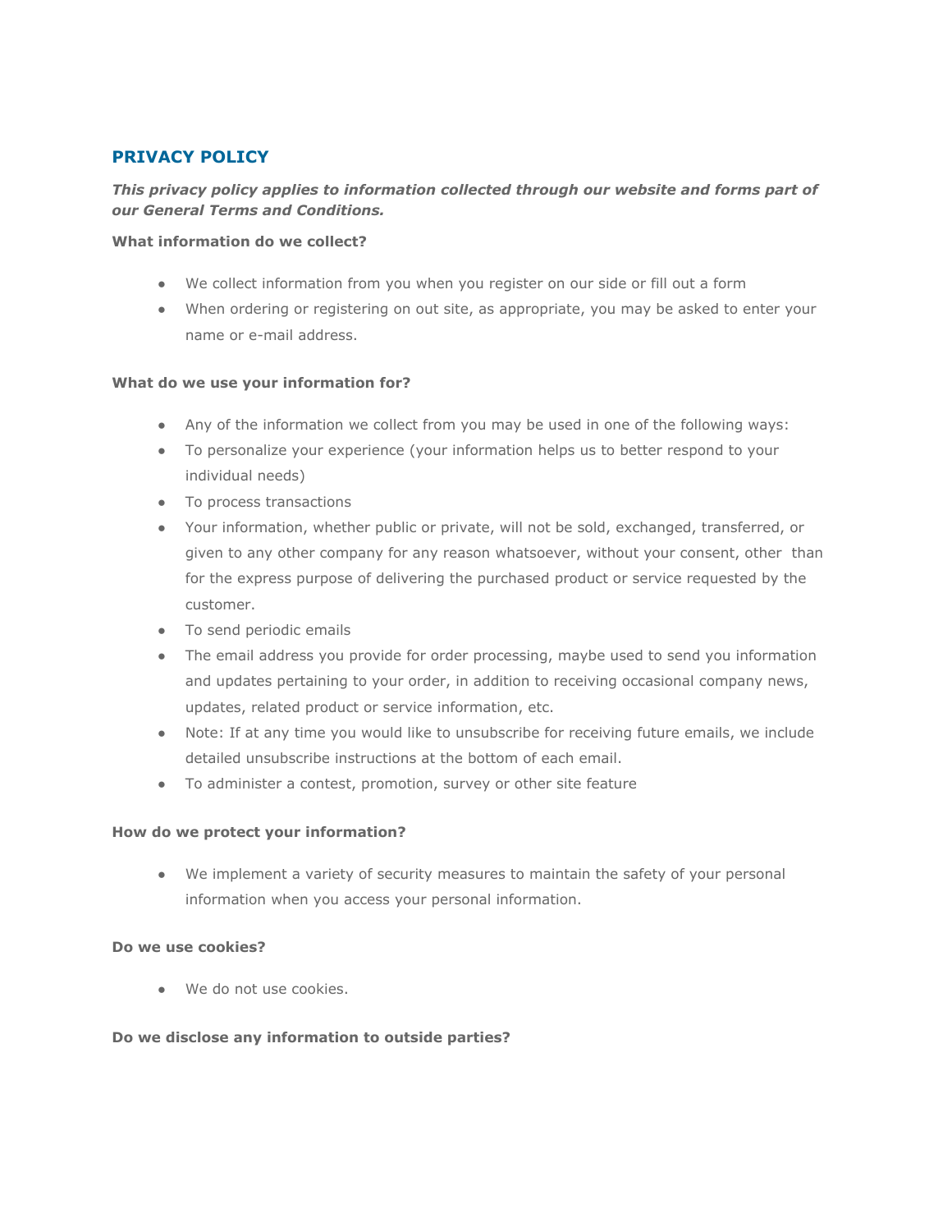## PRIVACY POLICY

***This privacy policy applies to information collected through our website and forms part of our General Terms and Conditions.***

**What information do we collect?**

- We collect information from you when you register on our side or fill out a form
- When ordering or registering on out site, as appropriate, you may be asked to enter your name or e-mail address.

**What do we use your information for?**

- Any of the information we collect from you may be used in one of the following ways:
- To personalize your experience (your information helps us to better respond to your individual needs)
- To process transactions
- Your information, whether public or private, will not be sold, exchanged, transferred, or given to any other company for any reason whatsoever, without your consent, other than for the express purpose of delivering the purchased product or service requested by the customer.
- To send periodic emails
- The email address you provide for order processing, maybe used to send you information and updates pertaining to your order, in addition to receiving occasional company news, updates, related product or service information, etc.
- Note: If at any time you would like to unsubscribe for receiving future emails, we include detailed unsubscribe instructions at the bottom of each email.
- To administer a contest, promotion, survey or other site feature

**How do we protect your information?**

- We implement a variety of security measures to maintain the safety of your personal information when you access your personal information.

**Do we use cookies?**

- We do not use cookies.

**Do we disclose any information to outside parties?**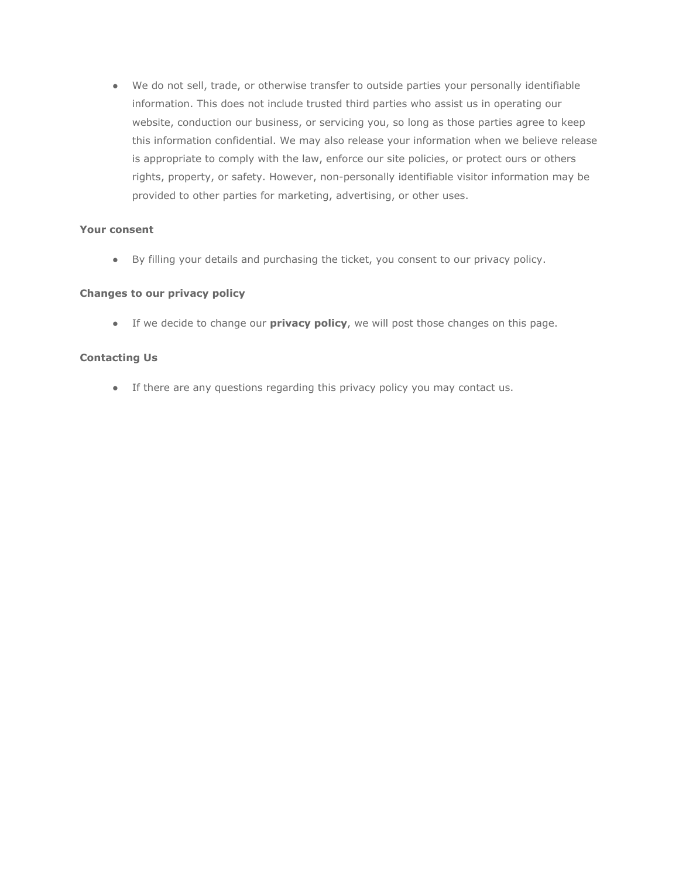- We do not sell, trade, or otherwise transfer to outside parties your personally identifiable information. This does not include trusted third parties who assist us in operating our website, conduction our business, or servicing you, so long as those parties agree to keep this information confidential. We may also release your information when we believe release is appropriate to comply with the law, enforce our site policies, or protect ours or others rights, property, or safety. However, non-personally identifiable visitor information may be provided to other parties for marketing, advertising, or other uses.

**Your consent**

- By filling your details and purchasing the ticket, you consent to our privacy policy.

**Changes to our privacy policy**

- If we decide to change our **privacy policy**, we will post those changes on this page.

**Contacting Us**

- If there are any questions regarding this privacy policy you may contact us.